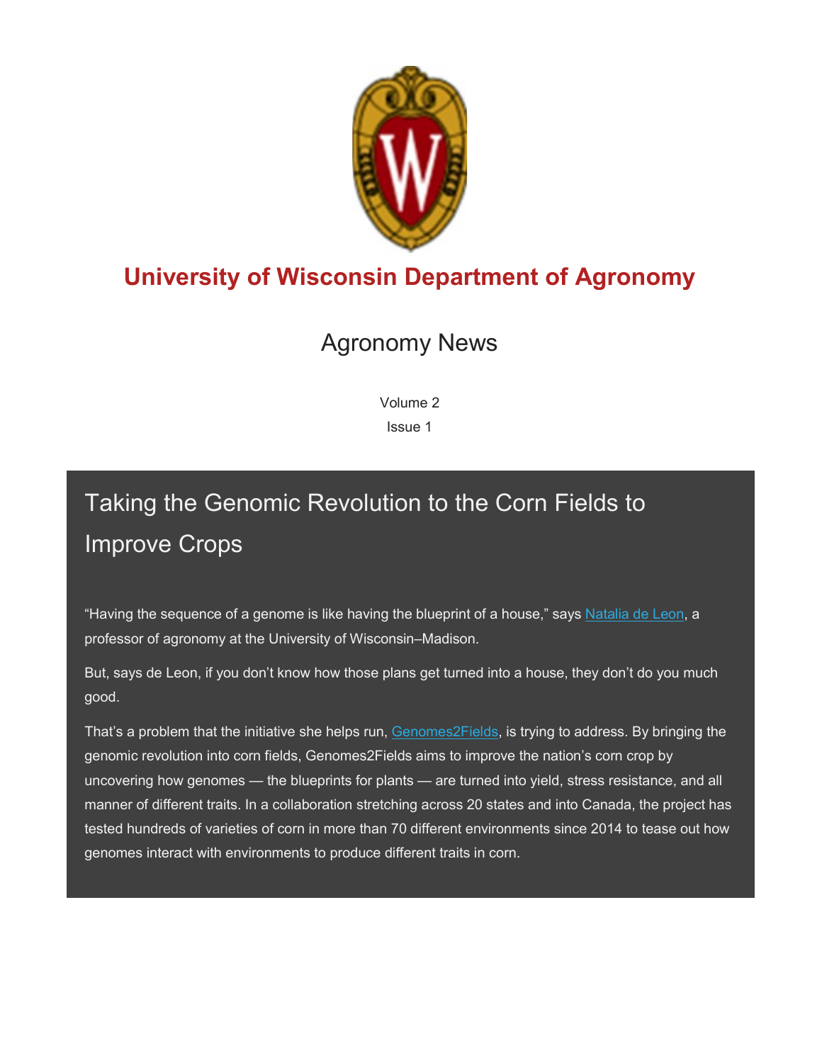# University of Wisconsin Department of Agronomy

## Agronomy News

Volume 2

Issue 1

## Taking the Genomic Revolution to the Corn Fields to Improve Crops

"Having the sequence of a genome is like having the blueprint of a house," says Natalia de Leon, a professor of agronomy at the University of Wisconsin–Madison.

But, says de Leon, if you don't know how those plans get turned into a house, they don't do you much good.

That's a problem that the initiative she helps run, Genomes2Fields, is trying to address. By bringing the genomic revolution into corn fields, Genomes2Fields aims to improve the nation's corn crop by uncovering how genomes — the blueprints for plants — are turned into yield, stress resistance, and all manner of different traits. In a collaboration stretching across 20 states and into Canada, the project has tested hundreds of varieties of corn in more than 70 different environments since 2014 to tease out how genomes interact with environments to produce different traits in corn.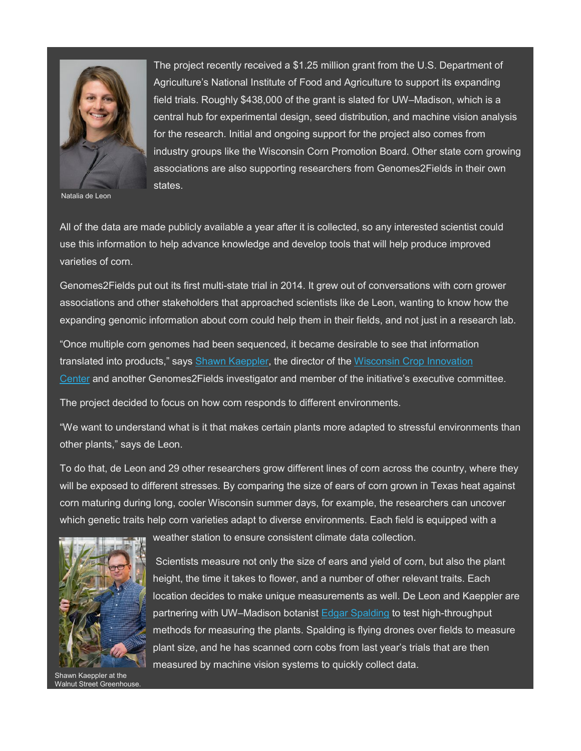The project recently received a $1.25 million grant from the U.S. Department of Agriculture's National Institute of Food and Agriculture to support its expanding field trials. Roughly $438,000 of the grant is slated for UW–Madison, which is a central hub for experimental design, seed distribution, and machine vision analysis for the research. Initial and ongoing support for the project also comes from industry groups like the Wisconsin Corn Promotion Board. Other state corn growing associations are also supporting researchers from Genomes2Fields in their own states.

Natalia de Leon

All of the data are made publicly available a year after it is collected, so any interested scientist could use this information to help advance knowledge and develop tools that will help produce improved varieties of corn.

Genomes2Fields put out its first multi-state trial in 2014. It grew out of conversations with corn grower associations and other stakeholders that approached scientists like de Leon, wanting to know how the expanding genomic information about corn could help them in their fields, and not just in a research lab.

"Once multiple corn genomes had been sequenced, it became desirable to see that information translated into products," says [Shawn Kaeppler](), the director of the [Wisconsin Crop Innovation Center]() and another Genomes2Fields investigator and member of the initiative's executive committee.

The project decided to focus on how corn responds to different environments.

"We want to understand what is it that makes certain plants more adapted to stressful environments than other plants," says de Leon.

To do that, de Leon and 29 other researchers grow different lines of corn across the country, where they will be exposed to different stresses. By comparing the size of ears of corn grown in Texas heat against corn maturing during long, cooler Wisconsin summer days, for example, the researchers can uncover which genetic traits help corn varieties adapt to diverse environments. Each field is equipped with a weather station to ensure consistent climate data collection.

Scientists measure not only the size of ears and yield of corn, but also the plant height, the time it takes to flower, and a number of other relevant traits. Each location decides to make unique measurements as well. De Leon and Kaeppler are partnering with UW–Madison botanist [Edgar Spalding]() to test high-throughput methods for measuring the plants. Spalding is flying drones over fields to measure plant size, and he has scanned corn cobs from last year's trials that are then measured by machine vision systems to quickly collect data.

Shawn Kaeppler at the Walnut Street Greenhouse.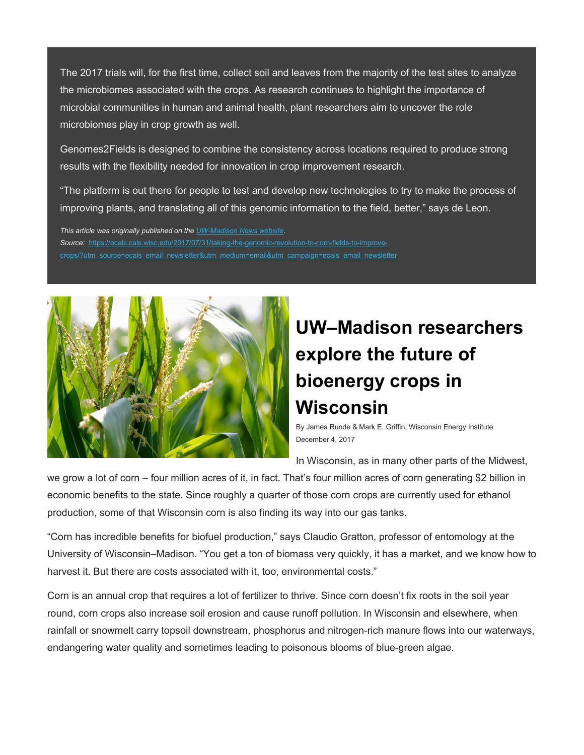The 2017 trials will, for the first time, collect soil and leaves from the majority of the test sites to analyze the microbiomes associated with the crops. As research continues to highlight the importance of microbial communities in human and animal health, plant researchers aim to uncover the role microbiomes play in crop growth as well.

Genomes2Fields is designed to combine the consistency across locations required to produce strong results with the flexibility needed for innovation in crop improvement research.

"The platform is out there for people to test and develop new technologies to try to make the process of improving plants, and translating all of this genomic information to the field, better," says de Leon.

*This article was originally published on the [UW-Madison News website](#).*
*Source:* [https://ecals.cals.wisc.edu/2017/07/31/taking-the-genomic-revolution-to-corn-fields-to-improve-crops/?utm_source=ecals_email_newsletter&utm_medium=email&utm_campaign=ecals_email_newsletter](https://ecals.cals.wisc.edu/2017/07/31/taking-the-genomic-revolution-to-corn-fields-to-improve-crops/?utm_source=ecals_email_newsletter&utm_medium=email&utm_campaign=ecals_email_newsletter)

# UW–Madison researchers explore the future of bioenergy crops in Wisconsin

By James Runde & Mark E. Griffin, Wisconsin Energy Institute
December 4, 2017

In Wisconsin, as in many other parts of the Midwest, we grow a lot of corn – four million acres of it, in fact. That's four million acres of corn generating $2 billion in economic benefits to the state. Since roughly a quarter of those corn crops are currently used for ethanol production, some of that Wisconsin corn is also finding its way into our gas tanks.

"Corn has incredible benefits for biofuel production," says Claudio Gratton, professor of entomology at the University of Wisconsin–Madison. "You get a ton of biomass very quickly, it has a market, and we know how to harvest it. But there are costs associated with it, too, environmental costs."

Corn is an annual crop that requires a lot of fertilizer to thrive. Since corn doesn't fix roots in the soil year round, corn crops also increase soil erosion and cause runoff pollution. In Wisconsin and elsewhere, when rainfall or snowmelt carry topsoil downstream, phosphorus and nitrogen-rich manure flows into our waterways, endangering water quality and sometimes leading to poisonous blooms of blue-green algae.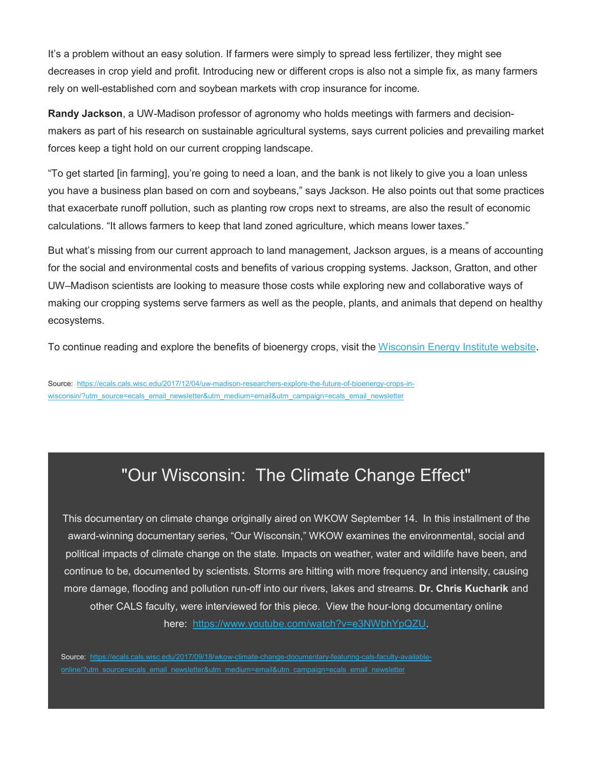It's a problem without an easy solution. If farmers were simply to spread less fertilizer, they might see decreases in crop yield and profit. Introducing new or different crops is also not a simple fix, as many farmers rely on well-established corn and soybean markets with crop insurance for income.

**Randy Jackson**, a UW-Madison professor of agronomy who holds meetings with farmers and decision-makers as part of his research on sustainable agricultural systems, says current policies and prevailing market forces keep a tight hold on our current cropping landscape.

"To get started [in farming], you're going to need a loan, and the bank is not likely to give you a loan unless you have a business plan based on corn and soybeans," says Jackson. He also points out that some practices that exacerbate runoff pollution, such as planting row crops next to streams, are also the result of economic calculations. "It allows farmers to keep that land zoned agriculture, which means lower taxes."

But what's missing from our current approach to land management, Jackson argues, is a means of accounting for the social and environmental costs and benefits of various cropping systems. Jackson, Gratton, and other UW–Madison scientists are looking to measure those costs while exploring new and collaborative ways of making our cropping systems serve farmers as well as the people, plants, and animals that depend on healthy ecosystems.

To continue reading and explore the benefits of bioenergy crops, visit the [Wisconsin Energy Institute website](https://ecals.cals.wisc.edu/2017/12/04/uw-madison-researchers-explore-the-future-of-bioenergy-crops-in-wisconsin/).

Source: https://ecals.cals.wisc.edu/2017/12/04/uw-madison-researchers-explore-the-future-of-bioenergy-crops-in-wisconsin/?utm_source=ecals_email_newsletter&utm_medium=email&utm_campaign=ecals_email_newsletter

## "Our Wisconsin: The Climate Change Effect"

This documentary on climate change originally aired on WKOW September 14. In this installment of the award-winning documentary series, "Our Wisconsin," WKOW examines the environmental, social and political impacts of climate change on the state. Impacts on weather, water and wildlife have been, and continue to be, documented by scientists. Storms are hitting with more frequency and intensity, causing more damage, flooding and pollution run-off into our rivers, lakes and streams. **Dr. Chris Kucharik** and other CALS faculty, were interviewed for this piece. View the hour-long documentary online here: https://www.youtube.com/watch?v=e3NWbhYpQZU.

Source: https://ecals.cals.wisc.edu/2017/09/18/wkow-climate-change-documentary-featuring-cals-faculty-available-online/?utm_source=ecals_email_newsletter&utm_medium=email&utm_campaign=ecals_email_newsletter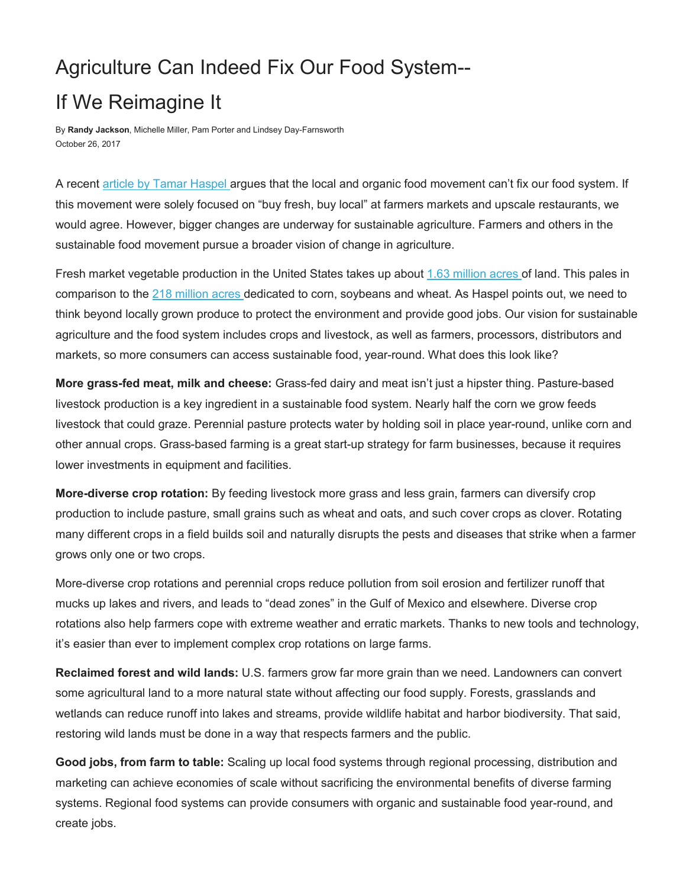# Agriculture Can Indeed Fix Our Food System-- If We Reimagine It

By **Randy Jackson**, Michelle Miller, Pam Porter and Lindsey Day-Farnsworth
October 26, 2017

A recent article by Tamar Haspel argues that the local and organic food movement can't fix our food system. If this movement were solely focused on "buy fresh, buy local" at farmers markets and upscale restaurants, we would agree. However, bigger changes are underway for sustainable agriculture. Farmers and others in the sustainable food movement pursue a broader vision of change in agriculture.

Fresh market vegetable production in the United States takes up about 1.63 million acres of land. This pales in comparison to the 218 million acres dedicated to corn, soybeans and wheat. As Haspel points out, we need to think beyond locally grown produce to protect the environment and provide good jobs. Our vision for sustainable agriculture and the food system includes crops and livestock, as well as farmers, processors, distributors and markets, so more consumers can access sustainable food, year-round. What does this look like?

**More grass-fed meat, milk and cheese:** Grass-fed dairy and meat isn't just a hipster thing. Pasture-based livestock production is a key ingredient in a sustainable food system. Nearly half the corn we grow feeds livestock that could graze. Perennial pasture protects water by holding soil in place year-round, unlike corn and other annual crops. Grass-based farming is a great start-up strategy for farm businesses, because it requires lower investments in equipment and facilities.

**More-diverse crop rotation:** By feeding livestock more grass and less grain, farmers can diversify crop production to include pasture, small grains such as wheat and oats, and such cover crops as clover. Rotating many different crops in a field builds soil and naturally disrupts the pests and diseases that strike when a farmer grows only one or two crops.

More-diverse crop rotations and perennial crops reduce pollution from soil erosion and fertilizer runoff that mucks up lakes and rivers, and leads to "dead zones" in the Gulf of Mexico and elsewhere. Diverse crop rotations also help farmers cope with extreme weather and erratic markets. Thanks to new tools and technology, it's easier than ever to implement complex crop rotations on large farms.

**Reclaimed forest and wild lands:** U.S. farmers grow far more grain than we need. Landowners can convert some agricultural land to a more natural state without affecting our food supply. Forests, grasslands and wetlands can reduce runoff into lakes and streams, provide wildlife habitat and harbor biodiversity. That said, restoring wild lands must be done in a way that respects farmers and the public.

**Good jobs, from farm to table:** Scaling up local food systems through regional processing, distribution and marketing can achieve economies of scale without sacrificing the environmental benefits of diverse farming systems. Regional food systems can provide consumers with organic and sustainable food year-round, and create jobs.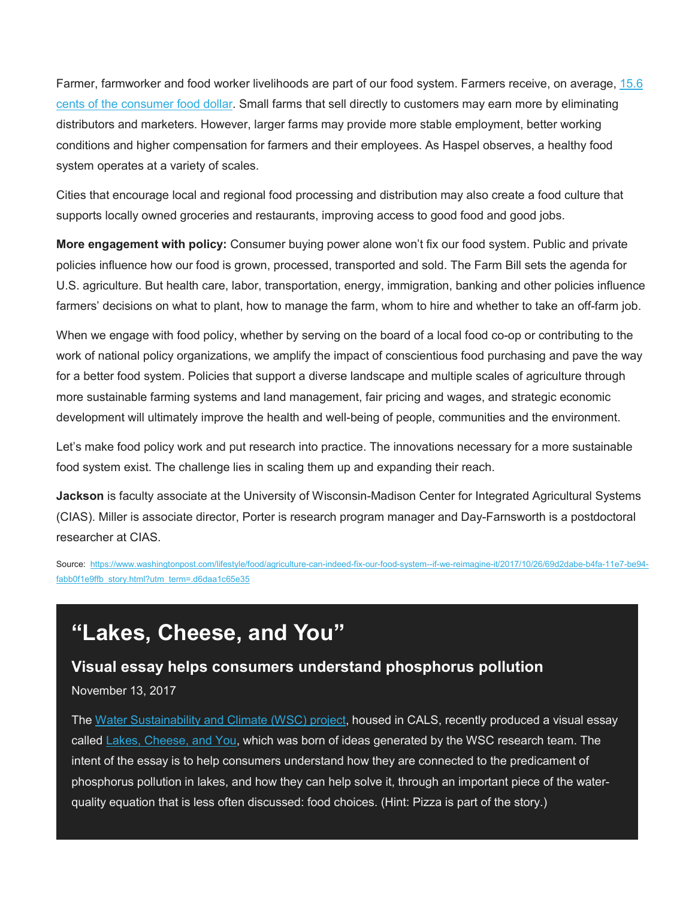Farmer, farmworker and food worker livelihoods are part of our food system. Farmers receive, on average, [15.6 cents of the consumer food dollar](). Small farms that sell directly to customers may earn more by eliminating distributors and marketers. However, larger farms may provide more stable employment, better working conditions and higher compensation for farmers and their employees. As Haspel observes, a healthy food system operates at a variety of scales.

Cities that encourage local and regional food processing and distribution may also create a food culture that supports locally owned groceries and restaurants, improving access to good food and good jobs.

**More engagement with policy:** Consumer buying power alone won't fix our food system. Public and private policies influence how our food is grown, processed, transported and sold. The Farm Bill sets the agenda for U.S. agriculture. But health care, labor, transportation, energy, immigration, banking and other policies influence farmers' decisions on what to plant, how to manage the farm, whom to hire and whether to take an off-farm job.

When we engage with food policy, whether by serving on the board of a local food co-op or contributing to the work of national policy organizations, we amplify the impact of conscientious food purchasing and pave the way for a better food system. Policies that support a diverse landscape and multiple scales of agriculture through more sustainable farming systems and land management, fair pricing and wages, and strategic economic development will ultimately improve the health and well-being of people, communities and the environment.

Let's make food policy work and put research into practice. The innovations necessary for a more sustainable food system exist. The challenge lies in scaling them up and expanding their reach.

**Jackson** is faculty associate at the University of Wisconsin-Madison Center for Integrated Agricultural Systems (CIAS). Miller is associate director, Porter is research program manager and Day-Farnsworth is a postdoctoral researcher at CIAS.

Source: https://www.washingtonpost.com/lifestyle/food/agriculture-can-indeed-fix-our-food-system--if-we-reimagine-it/2017/10/26/69d2dabe-b4fa-11e7-be94-fabb0f1e9ffb_story.html?utm_term=.d6daa1c65e35

## "Lakes, Cheese, and You"

### Visual essay helps consumers understand phosphorus pollution

November 13, 2017

The [Water Sustainability and Climate (WSC) project](), housed in CALS, recently produced a visual essay called [Lakes, Cheese, and You](), which was born of ideas generated by the WSC research team. The intent of the essay is to help consumers understand how they are connected to the predicament of phosphorus pollution in lakes, and how they can help solve it, through an important piece of the water-quality equation that is less often discussed: food choices. (Hint: Pizza is part of the story.)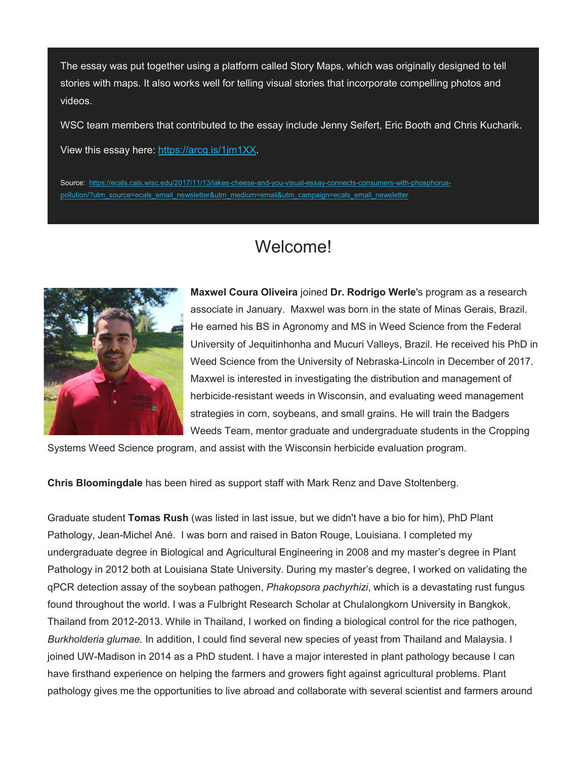The essay was put together using a platform called Story Maps, which was originally designed to tell stories with maps. It also works well for telling visual stories that incorporate compelling photos and videos.

WSC team members that contributed to the essay include Jenny Seifert, Eric Booth and Chris Kucharik.

View this essay here: https://arcg.is/1jm1XX.

Source: https://ecals.cals.wisc.edu/2017/11/13/lakes-cheese-and-you-visual-essay-connects-consumers-with-phosphorus-pollution/?utm_source=ecals_email_newsletter&utm_medium=email&utm_campaign=ecals_email_newsletter

# Welcome!

**Maxwel Coura Oliveira** joined **Dr. Rodrigo Werle**'s program as a research associate in January. Maxwel was born in the state of Minas Gerais, Brazil. He earned his BS in Agronomy and MS in Weed Science from the Federal University of Jequitinhonha and Mucuri Valleys, Brazil. He received his PhD in Weed Science from the University of Nebraska-Lincoln in December of 2017. Maxwel is interested in investigating the distribution and management of herbicide-resistant weeds in Wisconsin, and evaluating weed management strategies in corn, soybeans, and small grains. He will train the Badgers Weeds Team, mentor graduate and undergraduate students in the Cropping Systems Weed Science program, and assist with the Wisconsin herbicide evaluation program.

**Chris Bloomingdale** has been hired as support staff with Mark Renz and Dave Stoltenberg.

Graduate student **Tomas Rush** (was listed in last issue, but we didn't have a bio for him), PhD Plant Pathology, Jean-Michel Ané. I was born and raised in Baton Rouge, Louisiana. I completed my undergraduate degree in Biological and Agricultural Engineering in 2008 and my master's degree in Plant Pathology in 2012 both at Louisiana State University. During my master's degree, I worked on validating the qPCR detection assay of the soybean pathogen, *Phakopsora pachyrhizi*, which is a devastating rust fungus found throughout the world. I was a Fulbright Research Scholar at Chulalongkorn University in Bangkok, Thailand from 2012-2013. While in Thailand, I worked on finding a biological control for the rice pathogen, *Burkholderia glumae.* In addition, I could find several new species of yeast from Thailand and Malaysia. I joined UW-Madison in 2014 as a PhD student. I have a major interested in plant pathology because I can have firsthand experience on helping the farmers and growers fight against agricultural problems. Plant pathology gives me the opportunities to live abroad and collaborate with several scientist and farmers around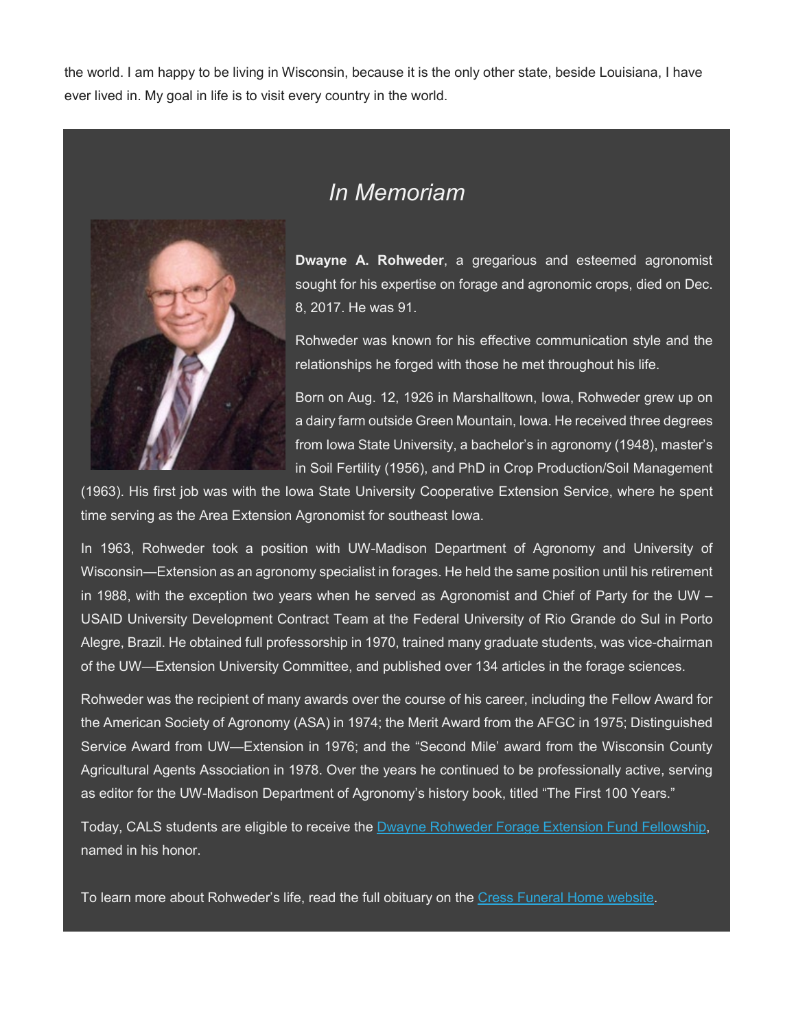the world. I am happy to be living in Wisconsin, because it is the only other state, beside Louisiana, I have ever lived in. My goal in life is to visit every country in the world.

## *In Memoriam*

**Dwayne A. Rohweder**, a gregarious and esteemed agronomist sought for his expertise on forage and agronomic crops, died on Dec. 8, 2017. He was 91.

Rohweder was known for his effective communication style and the relationships he forged with those he met throughout his life.

Born on Aug. 12, 1926 in Marshalltown, Iowa, Rohweder grew up on a dairy farm outside Green Mountain, Iowa. He received three degrees from Iowa State University, a bachelor's in agronomy (1948), master's in Soil Fertility (1956), and PhD in Crop Production/Soil Management (1963). His first job was with the Iowa State University Cooperative Extension Service, where he spent time serving as the Area Extension Agronomist for southeast Iowa.

In 1963, Rohweder took a position with UW-Madison Department of Agronomy and University of Wisconsin—Extension as an agronomy specialist in forages. He held the same position until his retirement in 1988, with the exception two years when he served as Agronomist and Chief of Party for the UW – USAID University Development Contract Team at the Federal University of Rio Grande do Sul in Porto Alegre, Brazil. He obtained full professorship in 1970, trained many graduate students, was vice-chairman of the UW—Extension University Committee, and published over 134 articles in the forage sciences.

Rohweder was the recipient of many awards over the course of his career, including the Fellow Award for the American Society of Agronomy (ASA) in 1974; the Merit Award from the AFGC in 1975; Distinguished Service Award from UW—Extension in 1976; and the "Second Mile' award from the Wisconsin County Agricultural Agents Association in 1978. Over the years he continued to be professionally active, serving as editor for the UW-Madison Department of Agronomy's history book, titled "The First 100 Years."

Today, CALS students are eligible to receive the Dwayne Rohweder Forage Extension Fund Fellowship, named in his honor.

To learn more about Rohweder's life, read the full obituary on the Cress Funeral Home website.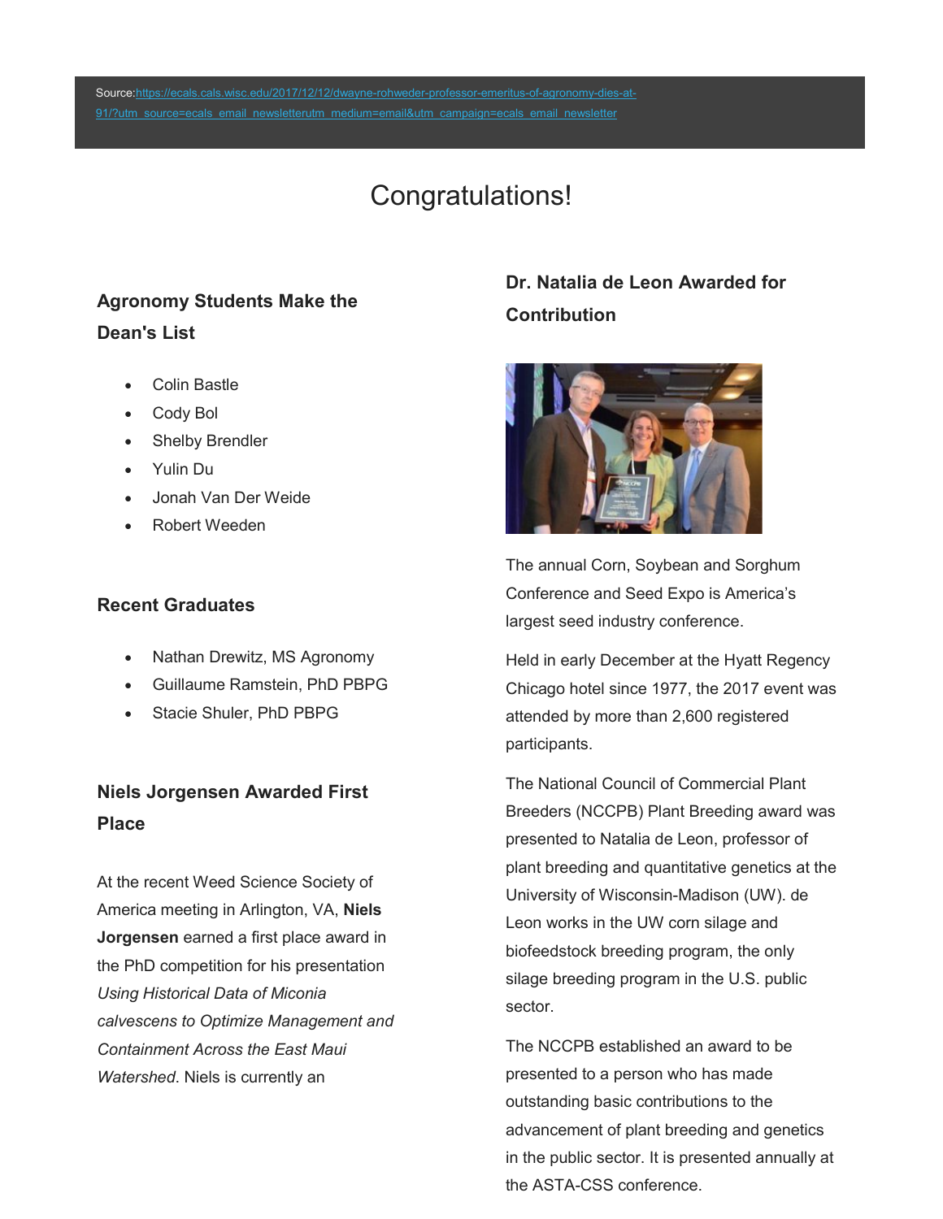Source:https://ecals.cals.wisc.edu/2017/12/12/dwayne-rohweder-professor-emeritus-of-agronomy-dies-at-91/?utm_source=ecals_email_newsletterutm_medium=email&utm_campaign=ecals_email_newsletter

# Congratulations!

### Agronomy Students Make the Dean's List

- Colin Bastle
- Cody Bol
- Shelby Brendler
- Yulin Du
- Jonah Van Der Weide
- Robert Weeden

### Recent Graduates

- Nathan Drewitz, MS Agronomy
- Guillaume Ramstein, PhD PBPG
- Stacie Shuler, PhD PBPG

### Niels Jorgensen Awarded First Place

At the recent Weed Science Society of America meeting in Arlington, VA, **Niels Jorgensen** earned a first place award in the PhD competition for his presentation *Using Historical Data of Miconia calvescens to Optimize Management and Containment Across the East Maui Watershed*. Niels is currently an

### Dr. Natalia de Leon Awarded for Contribution

The annual Corn, Soybean and Sorghum Conference and Seed Expo is America's largest seed industry conference.

Held in early December at the Hyatt Regency Chicago hotel since 1977, the 2017 event was attended by more than 2,600 registered participants.

The National Council of Commercial Plant Breeders (NCCPB) Plant Breeding award was presented to Natalia de Leon, professor of plant breeding and quantitative genetics at the University of Wisconsin-Madison (UW). de Leon works in the UW corn silage and biofeedstock breeding program, the only silage breeding program in the U.S. public sector.

The NCCPB established an award to be presented to a person who has made outstanding basic contributions to the advancement of plant breeding and genetics in the public sector. It is presented annually at the ASTA-CSS conference.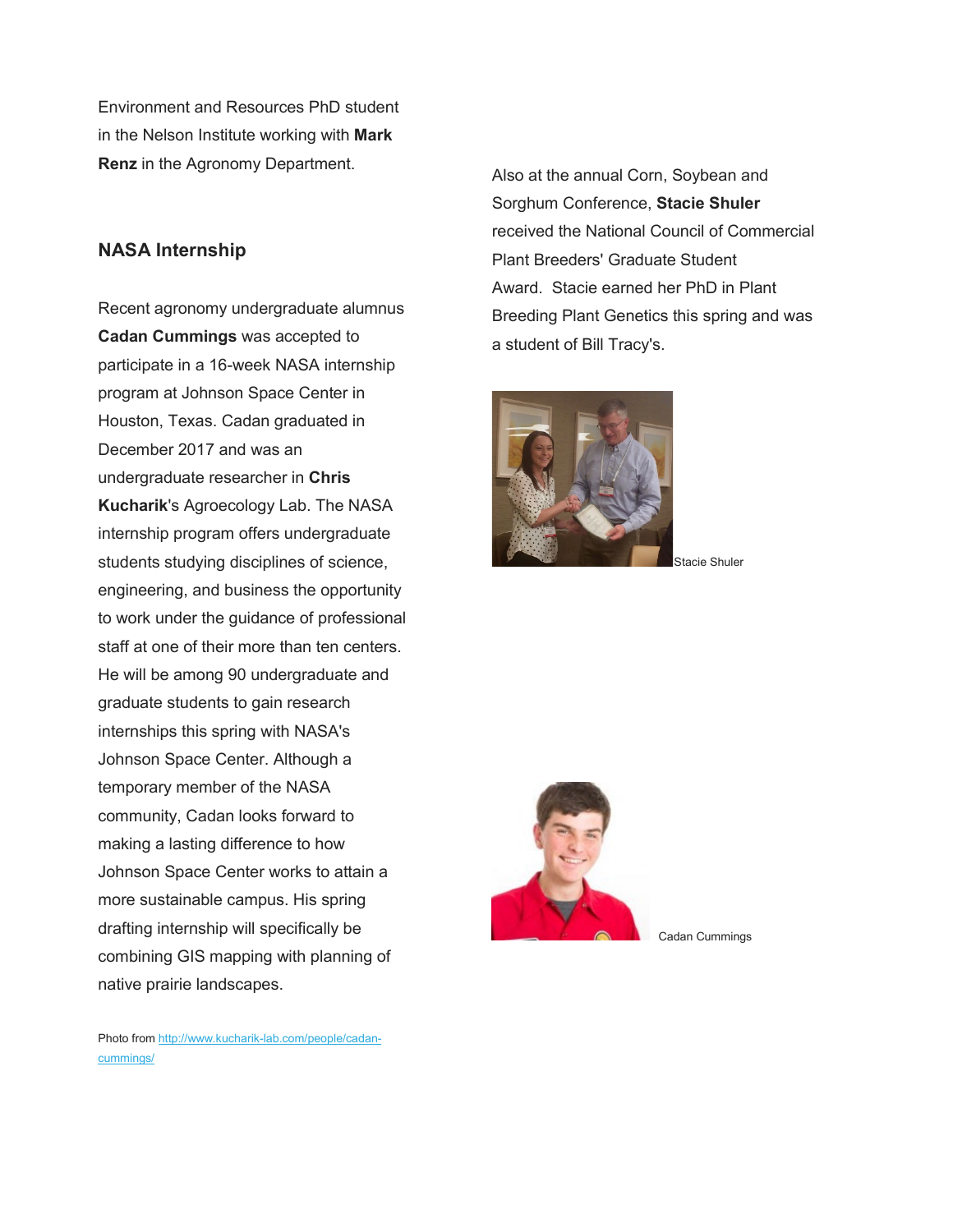Environment and Resources PhD student in the Nelson Institute working with **Mark Renz** in the Agronomy Department.

### NASA Internship

Recent agronomy undergraduate alumnus **Cadan Cummings** was accepted to participate in a 16-week NASA internship program at Johnson Space Center in Houston, Texas. Cadan graduated in December 2017 and was an undergraduate researcher in **Chris Kucharik**'s Agroecology Lab. The NASA internship program offers undergraduate students studying disciplines of science, engineering, and business the opportunity to work under the guidance of professional staff at one of their more than ten centers. He will be among 90 undergraduate and graduate students to gain research internships this spring with NASA's Johnson Space Center. Although a temporary member of the NASA community, Cadan looks forward to making a lasting difference to how Johnson Space Center works to attain a more sustainable campus. His spring drafting internship will specifically be combining GIS mapping with planning of native prairie landscapes.

Photo from http://www.kucharik-lab.com/people/cadan-cummings/

Also at the annual Corn, Soybean and Sorghum Conference, **Stacie Shuler** received the National Council of Commercial Plant Breeders' Graduate Student Award. Stacie earned her PhD in Plant Breeding Plant Genetics this spring and was a student of Bill Tracy's.

Stacie Shuler

Cadan Cummings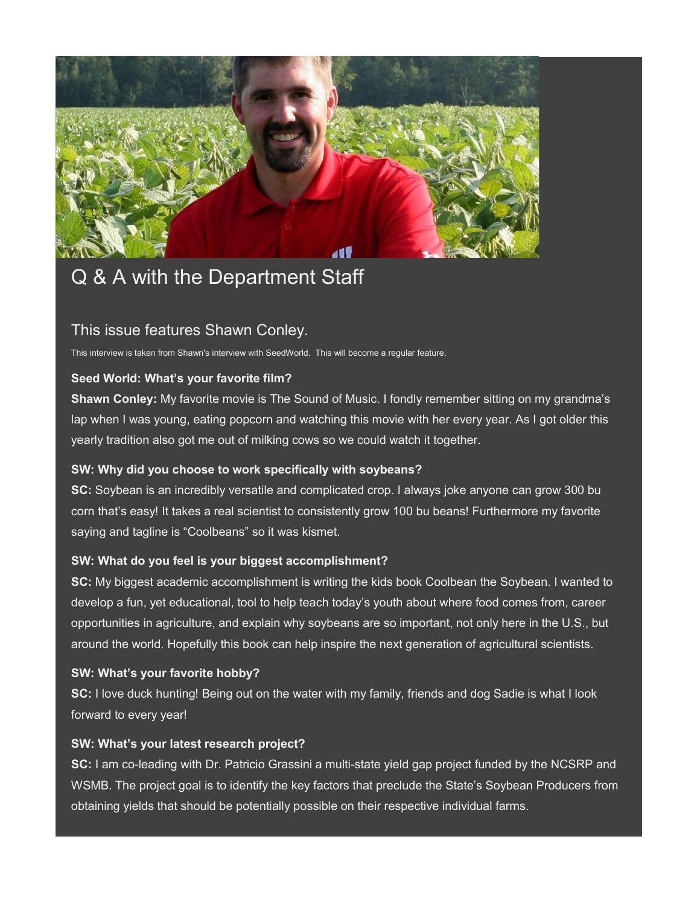# Q & A with the Department Staff

## This issue features Shawn Conley.

This interview is taken from Shawn's interview with SeedWorld. This will become a regular feature.

**Seed World: What's your favorite film?**

**Shawn Conley:** My favorite movie is The Sound of Music. I fondly remember sitting on my grandma's lap when I was young, eating popcorn and watching this movie with her every year. As I got older this yearly tradition also got me out of milking cows so we could watch it together.

**SW: Why did you choose to work specifically with soybeans?**

**SC:** Soybean is an incredibly versatile and complicated crop. I always joke anyone can grow 300 bu corn that's easy! It takes a real scientist to consistently grow 100 bu beans! Furthermore my favorite saying and tagline is "Coolbeans" so it was kismet.

**SW: What do you feel is your biggest accomplishment?**

**SC:** My biggest academic accomplishment is writing the kids book Coolbean the Soybean. I wanted to develop a fun, yet educational, tool to help teach today's youth about where food comes from, career opportunities in agriculture, and explain why soybeans are so important, not only here in the U.S., but around the world. Hopefully this book can help inspire the next generation of agricultural scientists.

**SW: What's your favorite hobby?**

**SC:** I love duck hunting! Being out on the water with my family, friends and dog Sadie is what I look forward to every year!

**SW: What's your latest research project?**

**SC:** I am co-leading with Dr. Patricio Grassini a multi-state yield gap project funded by the NCSRP and WSMB. The project goal is to identify the key factors that preclude the State's Soybean Producers from obtaining yields that should be potentially possible on their respective individual farms.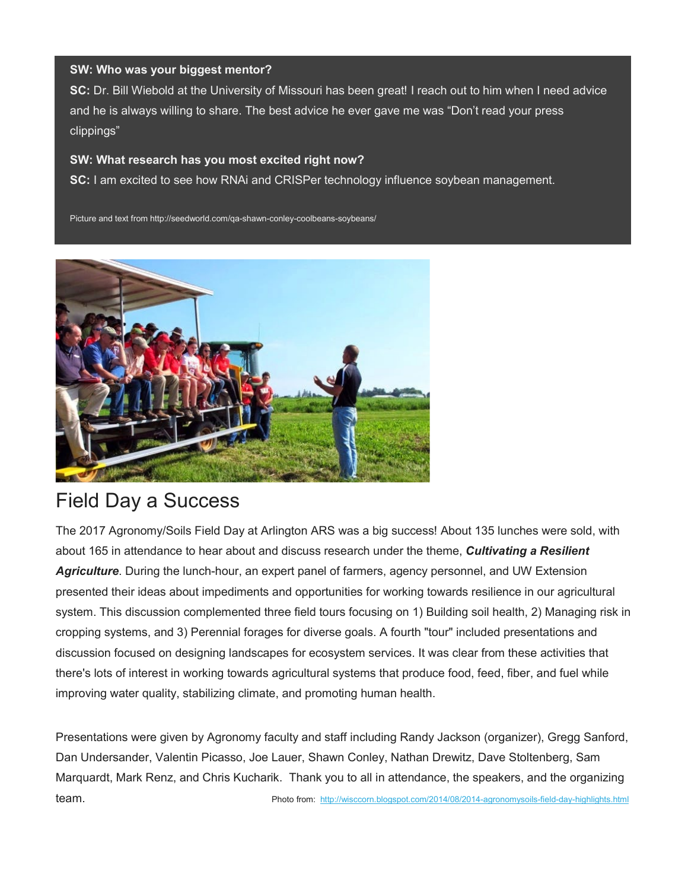**SW: Who was your biggest mentor?**

**SC:** Dr. Bill Wiebold at the University of Missouri has been great! I reach out to him when I need advice and he is always willing to share. The best advice he ever gave me was "Don't read your press clippings"

**SW: What research has you most excited right now?**

**SC:** I am excited to see how RNAi and CRISPer technology influence soybean management.

Picture and text from http://seedworld.com/qa-shawn-conley-coolbeans-soybeans/

# Field Day a Success

The 2017 Agronomy/Soils Field Day at Arlington ARS was a big success! About 135 lunches were sold, with about 165 in attendance to hear about and discuss research under the theme, ***Cultivating a Resilient Agriculture***. During the lunch-hour, an expert panel of farmers, agency personnel, and UW Extension presented their ideas about impediments and opportunities for working towards resilience in our agricultural system. This discussion complemented three field tours focusing on 1) Building soil health, 2) Managing risk in cropping systems, and 3) Perennial forages for diverse goals. A fourth "tour" included presentations and discussion focused on designing landscapes for ecosystem services. It was clear from these activities that there's lots of interest in working towards agricultural systems that produce food, feed, fiber, and fuel while improving water quality, stabilizing climate, and promoting human health.

Presentations were given by Agronomy faculty and staff including Randy Jackson (organizer), Gregg Sanford, Dan Undersander, Valentin Picasso, Joe Lauer, Shawn Conley, Nathan Drewitz, Dave Stoltenberg, Sam Marquardt, Mark Renz, and Chris Kucharik. Thank you to all in attendance, the speakers, and the organizing team.

Photo from: http://wisccorn.blogspot.com/2014/08/2014-agronomysoils-field-day-highlights.html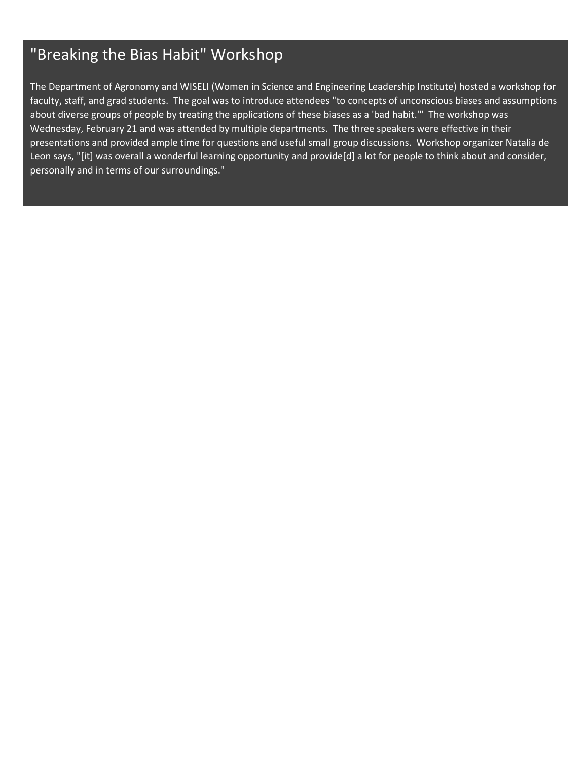## "Breaking the Bias Habit" Workshop

The Department of Agronomy and WISELI (Women in Science and Engineering Leadership Institute) hosted a workshop for faculty, staff, and grad students. The goal was to introduce attendees "to concepts of unconscious biases and assumptions about diverse groups of people by treating the applications of these biases as a 'bad habit.'" The workshop was Wednesday, February 21 and was attended by multiple departments. The three speakers were effective in their presentations and provided ample time for questions and useful small group discussions. Workshop organizer Natalia de Leon says, "[it] was overall a wonderful learning opportunity and provide[d] a lot for people to think about and consider, personally and in terms of our surroundings."